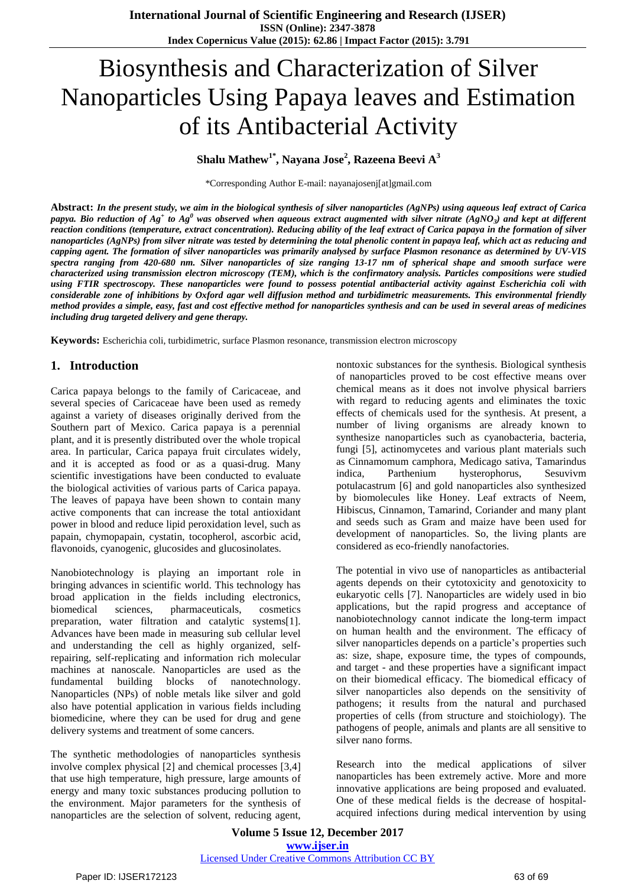# Biosynthesis and Characterization of Silver Nanoparticles Using Papaya leaves and Estimation of its Antibacterial Activity

**Shalu Mathew[1*], Nayana Jose[2], Razeena Beevi A[3]**

*Corresponding Author E-mail: nayanajosenj[at]gmail.com

**Abstract:** ***In the present study, we aim in the biological synthesis of silver nanoparticles (AgNPs) using aqueous leaf extract of Carica papaya. Bio reduction of $Ag^+$ to $Ag^0$ was observed when aqueous extract augmented with silver nitrate ($AgNO_3$) and kept at different reaction conditions (temperature, extract concentration). Reducing ability of the leaf extract of Carica papaya in the formation of silver nanoparticles (AgNPs) from silver nitrate was tested by determining the total phenolic content in papaya leaf, which act as reducing and capping agent. The formation of silver nanoparticles was primarily analysed by surface Plasmon resonance as determined by UV-VIS spectra ranging from 420-680 nm. Silver nanoparticles of size ranging 13-17 nm of spherical shape and smooth surface were characterized using transmission electron microscopy (TEM), which is the confirmatory analysis. Particles compositions were studied using FTIR spectroscopy. These nanoparticles were found to possess potential antibacterial activity against Escherichia coli with considerable zone of inhibitions by Oxford agar well diffusion method and turbidimetric measurements. This environmental friendly method provides a simple, easy, fast and cost effective method for nanoparticles synthesis and can be used in several areas of medicines including drug targeted delivery and gene therapy.***

**Keywords:** Escherichia coli, turbidimetric, surface Plasmon resonance, transmission electron microscopy

## 1. Introduction

Carica papaya belongs to the family of Caricaceae, and several species of Caricaceae have been used as remedy against a variety of diseases originally derived from the Southern part of Mexico. Carica papaya is a perennial plant, and it is presently distributed over the whole tropical area. In particular, Carica papaya fruit circulates widely, and it is accepted as food or as a quasi-drug. Many scientific investigations have been conducted to evaluate the biological activities of various parts of Carica papaya. The leaves of papaya have been shown to contain many active components that can increase the total antioxidant power in blood and reduce lipid peroxidation level, such as papain, chymopapain, cystatin, tocopherol, ascorbic acid, flavonoids, cyanogenic, glucosides and glucosinolates.

Nanobiotechnology is playing an important role in bringing advances in scientific world. This technology has broad application in the fields including electronics, biomedical sciences, pharmaceuticals, cosmetics preparation, water filtration and catalytic systems[1]. Advances have been made in measuring sub cellular level and understanding the cell as highly organized, self-repairing, self-replicating and information rich molecular machines at nanoscale. Nanoparticles are used as the fundamental building blocks of nanotechnology. Nanoparticles (NPs) of noble metals like silver and gold also have potential application in various fields including biomedicine, where they can be used for drug and gene delivery systems and treatment of some cancers.

The synthetic methodologies of nanoparticles synthesis involve complex physical [2] and chemical processes [3,4] that use high temperature, high pressure, large amounts of energy and many toxic substances producing pollution to the environment. Major parameters for the synthesis of nanoparticles are the selection of solvent, reducing agent, nontoxic substances for the synthesis. Biological synthesis of nanoparticles proved to be cost effective means over chemical means as it does not involve physical barriers with regard to reducing agents and eliminates the toxic effects of chemicals used for the synthesis. At present, a number of living organisms are already known to synthesize nanoparticles such as cyanobacteria, bacteria, fungi [5], actinomycetes and various plant materials such as Cinnamomum camphora, Medicago sativa, Tamarindus indica, Parthenium hysterophorus, Sesuvivm potulacastrum [6] and gold nanoparticles also synthesized by biomolecules like Honey. Leaf extracts of Neem, Hibiscus, Cinnamon, Tamarind, Coriander and many plant and seeds such as Gram and maize have been used for development of nanoparticles. So, the living plants are considered as eco-friendly nanofactories.

The potential in vivo use of nanoparticles as antibacterial agents depends on their cytotoxicity and genotoxicity to eukaryotic cells [7]. Nanoparticles are widely used in bio applications, but the rapid progress and acceptance of nanobiotechnology cannot indicate the long-term impact on human health and the environment. The efficacy of silver nanoparticles depends on a particle's properties such as: size, shape, exposure time, the types of compounds, and target - and these properties have a significant impact on their biomedical efficacy. The biomedical efficacy of silver nanoparticles also depends on the sensitivity of pathogens; it results from the natural and purchased properties of cells (from structure and stoichiology). The pathogens of people, animals and plants are all sensitive to silver nano forms.

Research into the medical applications of silver nanoparticles has been extremely active. More and more innovative applications are being proposed and evaluated. One of these medical fields is the decrease of hospital-acquired infections during medical intervention by using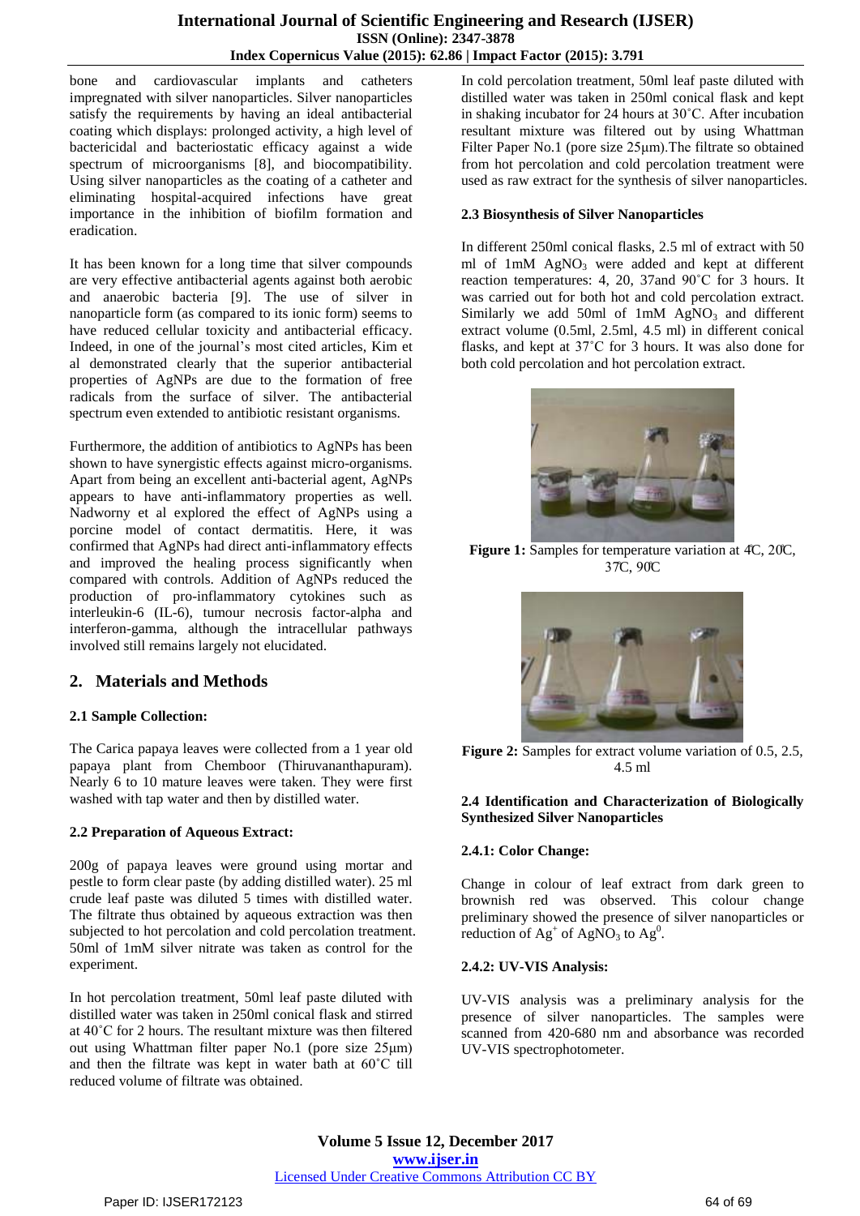bone and cardiovascular implants and catheters impregnated with silver nanoparticles. Silver nanoparticles satisfy the requirements by having an ideal antibacterial coating which displays: prolonged activity, a high level of bactericidal and bacteriostatic efficacy against a wide spectrum of microorganisms [8], and biocompatibility. Using silver nanoparticles as the coating of a catheter and eliminating hospital-acquired infections have great importance in the inhibition of biofilm formation and eradication.

It has been known for a long time that silver compounds are very effective antibacterial agents against both aerobic and anaerobic bacteria [9]. The use of silver in nanoparticle form (as compared to its ionic form) seems to have reduced cellular toxicity and antibacterial efficacy. Indeed, in one of the journal's most cited articles, Kim et al demonstrated clearly that the superior antibacterial properties of AgNPs are due to the formation of free radicals from the surface of silver. The antibacterial spectrum even extended to antibiotic resistant organisms.

Furthermore, the addition of antibiotics to AgNPs has been shown to have synergistic effects against micro-organisms. Apart from being an excellent anti-bacterial agent, AgNPs appears to have anti-inflammatory properties as well. Nadworny et al explored the effect of AgNPs using a porcine model of contact dermatitis. Here, it was confirmed that AgNPs had direct anti-inflammatory effects and improved the healing process significantly when compared with controls. Addition of AgNPs reduced the production of pro-inflammatory cytokines such as interleukin-6 (IL-6), tumour necrosis factor-alpha and interferon-gamma, although the intracellular pathways involved still remains largely not elucidated.

## 2. Materials and Methods

### 2.1 Sample Collection:

The Carica papaya leaves were collected from a 1 year old papaya plant from Chemboor (Thiruvananthapuram). Nearly 6 to 10 mature leaves were taken. They were first washed with tap water and then by distilled water.

### 2.2 Preparation of Aqueous Extract:

200g of papaya leaves were ground using mortar and pestle to form clear paste (by adding distilled water). 25 ml crude leaf paste was diluted 5 times with distilled water. The filtrate thus obtained by aqueous extraction was then subjected to hot percolation and cold percolation treatment. 50ml of 1mM silver nitrate was taken as control for the experiment.

In hot percolation treatment, 50ml leaf paste diluted with distilled water was taken in 250ml conical flask and stirred at 40˚C for 2 hours. The resultant mixture was then filtered out using Whattman filter paper No.1 (pore size 25μm) and then the filtrate was kept in water bath at 60˚C till reduced volume of filtrate was obtained.

In cold percolation treatment, 50ml leaf paste diluted with distilled water was taken in 250ml conical flask and kept in shaking incubator for 24 hours at 30˚C. After incubation resultant mixture was filtered out by using Whattman Filter Paper No.1 (pore size 25μm).The filtrate so obtained from hot percolation and cold percolation treatment were used as raw extract for the synthesis of silver nanoparticles.

### 2.3 Biosynthesis of Silver Nanoparticles

In different 250ml conical flasks, 2.5 ml of extract with 50 ml of 1mM $AgNO_3$ were added and kept at different reaction temperatures: 4, 20, 37and 90˚C for 3 hours. It was carried out for both hot and cold percolation extract. Similarly we add 50ml of 1mM $AgNO_3$ and different extract volume (0.5ml, 2.5ml, 4.5 ml) in different conical flasks, and kept at 37˚C for 3 hours. It was also done for both cold percolation and hot percolation extract.

**Figure 1:** Samples for temperature variation at 4̊C, 20̊C, 37̊C, 90̊C

**Figure 2:** Samples for extract volume variation of 0.5, 2.5, 4.5 ml

### 2.4 Identification and Characterization of Biologically Synthesized Silver Nanoparticles

#### 2.4.1: Color Change:

Change in colour of leaf extract from dark green to brownish red was observed. This colour change preliminary showed the presence of silver nanoparticles or reduction of $Ag^+$ of $AgNO_3$ to $Ag^0$.

#### 2.4.2: UV-VIS Analysis:

UV-VIS analysis was a preliminary analysis for the presence of silver nanoparticles. The samples were scanned from 420-680 nm and absorbance was recorded UV-VIS spectrophotometer.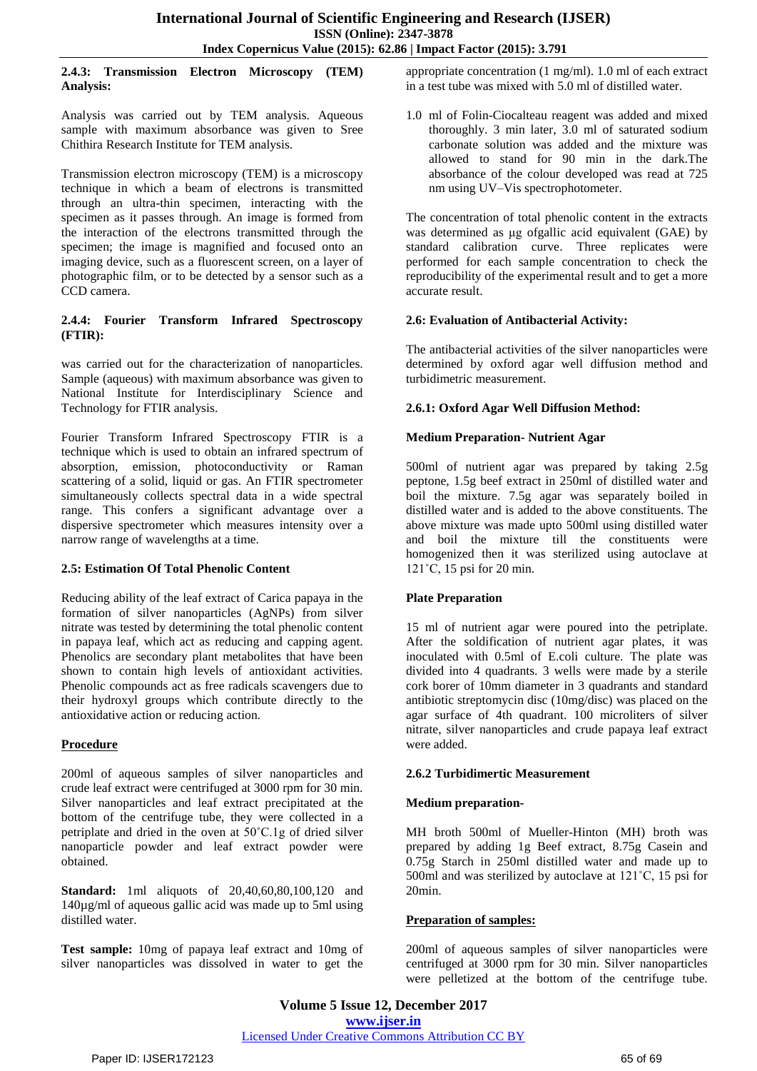#### 2.4.3: Transmission Electron Microscopy (TEM) Analysis:

Analysis was carried out by TEM analysis. Aqueous sample with maximum absorbance was given to Sree Chithira Research Institute for TEM analysis.

Transmission electron microscopy (TEM) is a microscopy technique in which a beam of electrons is transmitted through an ultra-thin specimen, interacting with the specimen as it passes through. An image is formed from the interaction of the electrons transmitted through the specimen; the image is magnified and focused onto an imaging device, such as a fluorescent screen, on a layer of photographic film, or to be detected by a sensor such as a CCD camera.

#### 2.4.4: Fourier Transform Infrared Spectroscopy (FTIR):

was carried out for the characterization of nanoparticles. Sample (aqueous) with maximum absorbance was given to National Institute for Interdisciplinary Science and Technology for FTIR analysis.

Fourier Transform Infrared Spectroscopy FTIR is a technique which is used to obtain an infrared spectrum of absorption, emission, photoconductivity or Raman scattering of a solid, liquid or gas. An FTIR spectrometer simultaneously collects spectral data in a wide spectral range. This confers a significant advantage over a dispersive spectrometer which measures intensity over a narrow range of wavelengths at a time.

### 2.5: Estimation Of Total Phenolic Content

Reducing ability of the leaf extract of Carica papaya in the formation of silver nanoparticles (AgNPs) from silver nitrate was tested by determining the total phenolic content in papaya leaf, which act as reducing and capping agent. Phenolics are secondary plant metabolites that have been shown to contain high levels of antioxidant activities. Phenolic compounds act as free radicals scavengers due to their hydroxyl groups which contribute directly to the antioxidative action or reducing action.

**Procedure**

200ml of aqueous samples of silver nanoparticles and crude leaf extract were centrifuged at 3000 rpm for 30 min. Silver nanoparticles and leaf extract precipitated at the bottom of the centrifuge tube, they were collected in a petriplate and dried in the oven at 50˚C.1g of dried silver nanoparticle powder and leaf extract powder were obtained.

**Standard:** 1ml aliquots of 20,40,60,80,100,120 and 140µg/ml of aqueous gallic acid was made up to 5ml using distilled water.

**Test sample:** 10mg of papaya leaf extract and 10mg of silver nanoparticles was dissolved in water to get the appropriate concentration (1 mg/ml). 1.0 ml of each extract in a test tube was mixed with 5.0 ml of distilled water.

1.0 ml of Folin-Ciocalteau reagent was added and mixed thoroughly. 3 min later, 3.0 ml of saturated sodium carbonate solution was added and the mixture was allowed to stand for 90 min in the dark.The absorbance of the colour developed was read at 725 nm using UV–Vis spectrophotometer.

The concentration of total phenolic content in the extracts was determined as µg ofgallic acid equivalent (GAE) by standard calibration curve. Three replicates were performed for each sample concentration to check the reproducibility of the experimental result and to get a more accurate result.

### 2.6: Evaluation of Antibacterial Activity:

The antibacterial activities of the silver nanoparticles were determined by oxford agar well diffusion method and turbidimetric measurement.

#### 2.6.1: Oxford Agar Well Diffusion Method:

**Medium Preparation- Nutrient Agar**

500ml of nutrient agar was prepared by taking 2.5g peptone, 1.5g beef extract in 250ml of distilled water and boil the mixture. 7.5g agar was separately boiled in distilled water and is added to the above constituents. The above mixture was made upto 500ml using distilled water and boil the mixture till the constituents were homogenized then it was sterilized using autoclave at 121˚C, 15 psi for 20 min.

**Plate Preparation**

15 ml of nutrient agar were poured into the petriplate. After the soldification of nutrient agar plates, it was inoculated with 0.5ml of E.coli culture. The plate was divided into 4 quadrants. 3 wells were made by a sterile cork borer of 10mm diameter in 3 quadrants and standard antibiotic streptomycin disc (10mg/disc) was placed on the agar surface of 4th quadrant. 100 microliters of silver nitrate, silver nanoparticles and crude papaya leaf extract were added.

#### 2.6.2 Turbidimertic Measurement

**Medium preparation-**

MH broth 500ml of Mueller-Hinton (MH) broth was prepared by adding 1g Beef extract, 8.75g Casein and 0.75g Starch in 250ml distilled water and made up to 500ml and was sterilized by autoclave at 121˚C, 15 psi for 20min.

**Preparation of samples:**

200ml of aqueous samples of silver nanoparticles were centrifuged at 3000 rpm for 30 min. Silver nanoparticles were pelletized at the bottom of the centrifuge tube.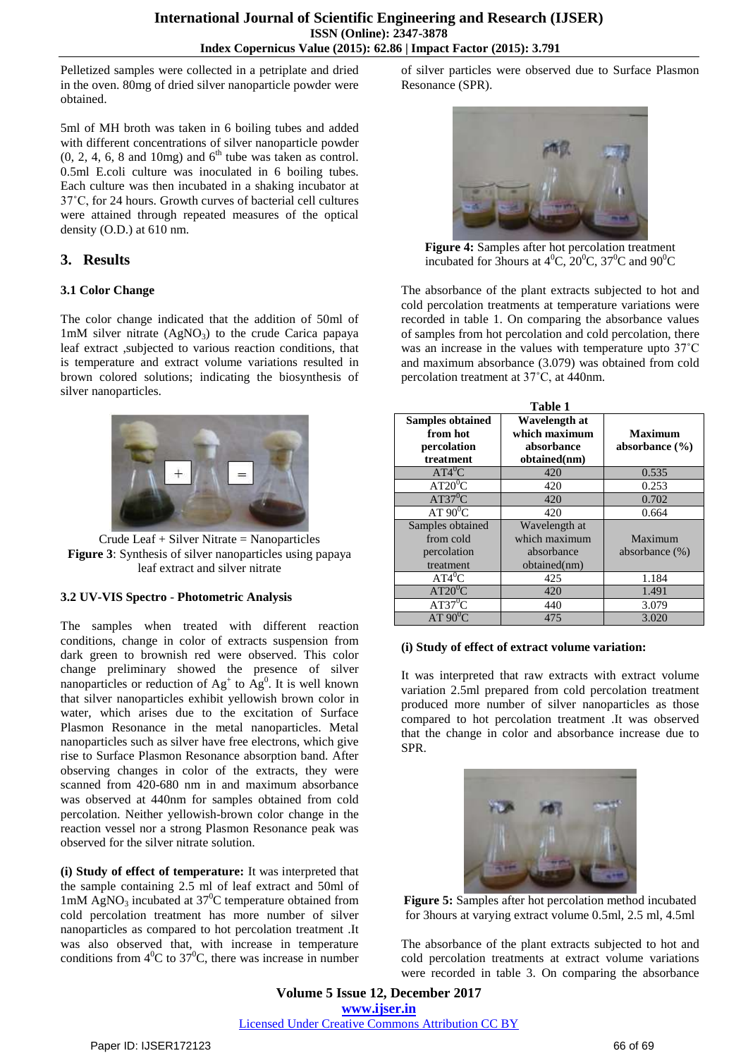Pelletized samples were collected in a petriplate and dried in the oven. 80mg of dried silver nanoparticle powder were obtained.

5ml of MH broth was taken in 6 boiling tubes and added with different concentrations of silver nanoparticle powder (0, 2, 4, 6, 8 and 10mg) and 6$^{th}$ tube was taken as control. 0.5ml E.coli culture was inoculated in 6 boiling tubes. Each culture was then incubated in a shaking incubator at 37˚C, for 24 hours. Growth curves of bacterial cell cultures were attained through repeated measures of the optical density (O.D.) at 610 nm.

## 3. Results

### 3.1 Color Change

The color change indicated that the addition of 50ml of 1mM silver nitrate ($AgNO_3$) to the crude Carica papaya leaf extract ,subjected to various reaction conditions, that is temperature and extract volume variations resulted in brown colored solutions; indicating the biosynthesis of silver nanoparticles.

Crude Leaf + Silver Nitrate = Nanoparticles

**Figure 3**: Synthesis of silver nanoparticles using papaya leaf extract and silver nitrate

### 3.2 UV-VIS Spectro - Photometric Analysis

The samples when treated with different reaction conditions, change in color of extracts suspension from dark green to brownish red were observed. This color change preliminary showed the presence of silver nanoparticles or reduction of $Ag^+$ to $Ag^0$. It is well known that silver nanoparticles exhibit yellowish brown color in water, which arises due to the excitation of Surface Plasmon Resonance in the metal nanoparticles. Metal nanoparticles such as silver have free electrons, which give rise to Surface Plasmon Resonance absorption band. After observing changes in color of the extracts, they were scanned from 420-680 nm in and maximum absorbance was observed at 440nm for samples obtained from cold percolation. Neither yellowish-brown color change in the reaction vessel nor a strong Plasmon Resonance peak was observed for the silver nitrate solution.

**(i) Study of effect of temperature:** It was interpreted that the sample containing 2.5 ml of leaf extract and 50ml of 1mM $AgNO_3$ incubated at 37$^0$C temperature obtained from cold percolation treatment has more number of silver nanoparticles as compared to hot percolation treatment .It was also observed that, with increase in temperature conditions from 4$^0$C to 37$^0$C, there was increase in number of silver particles were observed due to Surface Plasmon Resonance (SPR).

**Figure 4:** Samples after hot percolation treatment incubated for 3hours at 4$^0$C, 20$^0$C, 37$^0$C and 90$^0$C

The absorbance of the plant extracts subjected to hot and cold percolation treatments at temperature variations were recorded in table 1. On comparing the absorbance values of samples from hot percolation and cold percolation, there was an increase in the values with temperature upto 37˚C and maximum absorbance (3.079) was obtained from cold percolation treatment at 37˚C, at 440nm.

**Table 1**

| Samples obtained from hot percolation treatment | Wavelength at which maximum absorbance obtained(nm) | Maximum absorbance (%) |
|---|---|---|
| AT4$^0$C | 420 | 0.535 |
| AT20$^0$C | 420 | 0.253 |
| AT37$^0$C | 420 | 0.702 |
| AT 90$^0$C | 420 | 0.664 |
| Samples obtained from cold percolation treatment | Wavelength at which maximum absorbance obtained(nm) | Maximum absorbance (%) |
| AT4$^0$C | 425 | 1.184 |
| AT20$^0$C | 420 | 1.491 |
| AT37$^0$C | 440 | 3.079 |
| AT 90$^0$C | 475 | 3.020 |

**(i) Study of effect of extract volume variation:**

It was interpreted that raw extracts with extract volume variation 2.5ml prepared from cold percolation treatment produced more number of silver nanoparticles as those compared to hot percolation treatment .It was observed that the change in color and absorbance increase due to SPR.

**Figure 5:** Samples after hot percolation method incubated for 3hours at varying extract volume 0.5ml, 2.5 ml, 4.5ml

The absorbance of the plant extracts subjected to hot and cold percolation treatments at extract volume variations were recorded in table 3. On comparing the absorbance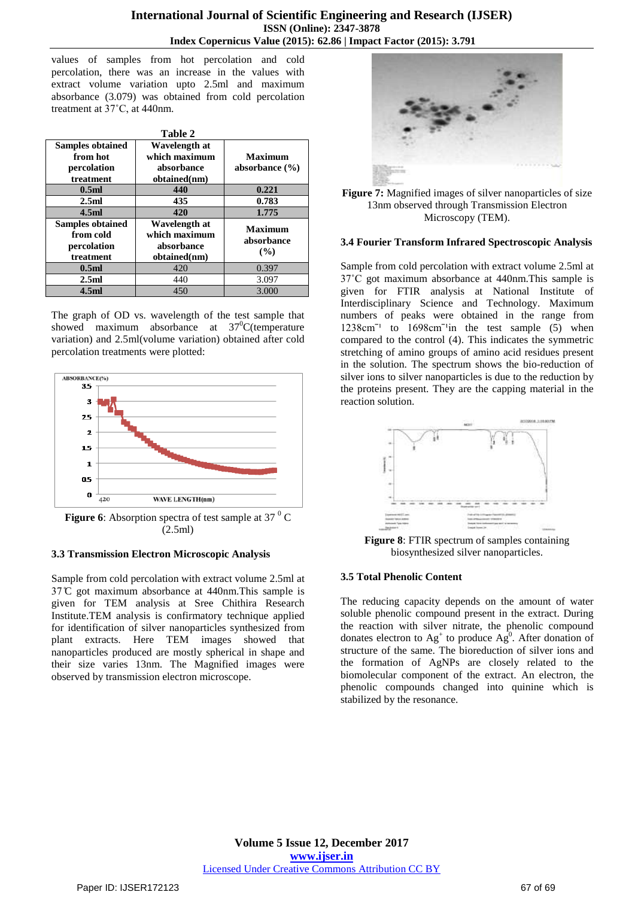values of samples from hot percolation and cold percolation, there was an increase in the values with extract volume variation upto 2.5ml and maximum absorbance (3.079) was obtained from cold percolation treatment at 37˚C, at 440nm.

**Table 2**

| Samples obtained from hot percolation treatment | Wavelength at which maximum absorbance obtained(nm) | Maximum absorbance (%) |
|---|---|---|
| **0.5ml** | **440** | **0.221** |
| **2.5ml** | **435** | **0.783** |
| **4.5ml** | **420** | **1.775** |
| **Samples obtained from cold percolation treatment** | **Wavelength at which maximum absorbance obtained(nm)** | **Maximum absorbance (%)** |
| **0.5ml** | 420 | 0.397 |
| **2.5ml** | 440 | 3.097 |
| **4.5ml** | 450 | 3.000 |

The graph of OD vs. wavelength of the test sample that showed maximum absorbance at 37$^0$C(temperature variation) and 2.5ml(volume variation) obtained after cold percolation treatments were plotted:

**Figure 6**: Absorption spectra of test sample at 37 $^0$ C (2.5ml)

### 3.3 Transmission Electron Microscopic Analysis

Sample from cold percolation with extract volume 2.5ml at 37℃ got maximum absorbance at 440nm.This sample is given for TEM analysis at Sree Chithira Research Institute.TEM analysis is confirmatory technique applied for identification of silver nanoparticles synthesized from plant extracts. Here TEM images showed that nanoparticles produced are mostly spherical in shape and their size varies 13nm. The Magnified images were observed by transmission electron microscope.

**Figure 7:** Magnified images of silver nanoparticles of size 13nm observed through Transmission Electron Microscopy (TEM).

### 3.4 Fourier Transform Infrared Spectroscopic Analysis

Sample from cold percolation with extract volume 2.5ml at 37˚C got maximum absorbance at 440nm.This sample is given for FTIR analysis at National Institute of Interdisciplinary Science and Technology. Maximum numbers of peaks were obtained in the range from 1238cm$^{-1}$ to 1698cm$^{-1}$in the test sample (5) when compared to the control (4). This indicates the symmetric stretching of amino groups of amino acid residues present in the solution. The spectrum shows the bio-reduction of silver ions to silver nanoparticles is due to the reduction by the proteins present. They are the capping material in the reaction solution.

**Figure 8**: FTIR spectrum of samples containing biosynthesized silver nanoparticles.

### 3.5 Total Phenolic Content

The reducing capacity depends on the amount of water soluble phenolic compound present in the extract. During the reaction with silver nitrate, the phenolic compound donates electron to $Ag^+$ to produce $Ag^0$. After donation of structure of the same. The bioreduction of silver ions and the formation of AgNPs are closely related to the biomolecular component of the extract. An electron, the phenolic compounds changed into quinine which is stabilized by the resonance.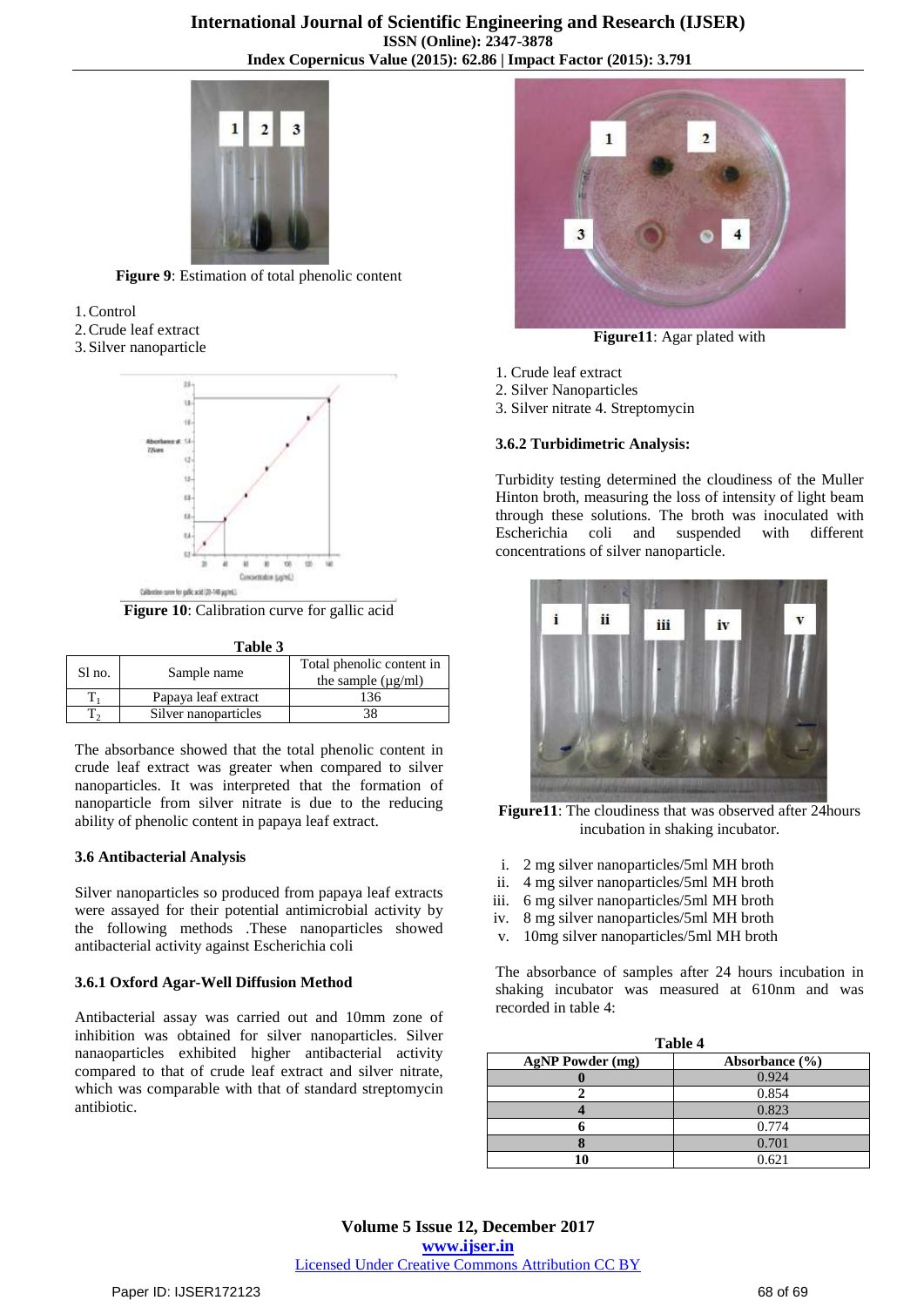**Figure 9**: Estimation of total phenolic content

1. Control
2. Crude leaf extract
3. Silver nanoparticle

**Figure 10**: Calibration curve for gallic acid

**Table 3**

| Sl no. | Sample name | Total phenolic content in the sample (μg/ml) |
|---|---|---|
| $T_1$ | Papaya leaf extract | 136 |
| $T_2$ | Silver nanoparticles | 38 |

The absorbance showed that the total phenolic content in crude leaf extract was greater when compared to silver nanoparticles. It was interpreted that the formation of nanoparticle from silver nitrate is due to the reducing ability of phenolic content in papaya leaf extract.

### 3.6 Antibacterial Analysis

Silver nanoparticles so produced from papaya leaf extracts were assayed for their potential antimicrobial activity by the following methods .These nanoparticles showed antibacterial activity against Escherichia coli

#### 3.6.1 Oxford Agar-Well Diffusion Method

Antibacterial assay was carried out and 10mm zone of inhibition was obtained for silver nanoparticles. Silver nanaoparticles exhibited higher antibacterial activity compared to that of crude leaf extract and silver nitrate, which was comparable with that of standard streptomycin antibiotic.

**Figure11**: Agar plated with

1. Crude leaf extract
2. Silver Nanoparticles
3. Silver nitrate 4. Streptomycin

#### 3.6.2 Turbidimetric Analysis:

Turbidity testing determined the cloudiness of the Muller Hinton broth, measuring the loss of intensity of light beam through these solutions. The broth was inoculated with Escherichia coli and suspended with different concentrations of silver nanoparticle.

**Figure11**: The cloudiness that was observed after 24hours incubation in shaking incubator.

i. 2 mg silver nanoparticles/5ml MH broth
ii. 4 mg silver nanoparticles/5ml MH broth
iii. 6 mg silver nanoparticles/5ml MH broth
iv. 8 mg silver nanoparticles/5ml MH broth
v. 10mg silver nanoparticles/5ml MH broth

The absorbance of samples after 24 hours incubation in shaking incubator was measured at 610nm and was recorded in table 4:

**Table 4**

| AgNP Powder (mg) | Absorbance (%) |
|---|---|
| 0 | 0.924 |
| 2 | 0.854 |
| 4 | 0.823 |
| 6 | 0.774 |
| 8 | 0.701 |
| 10 | 0.621 |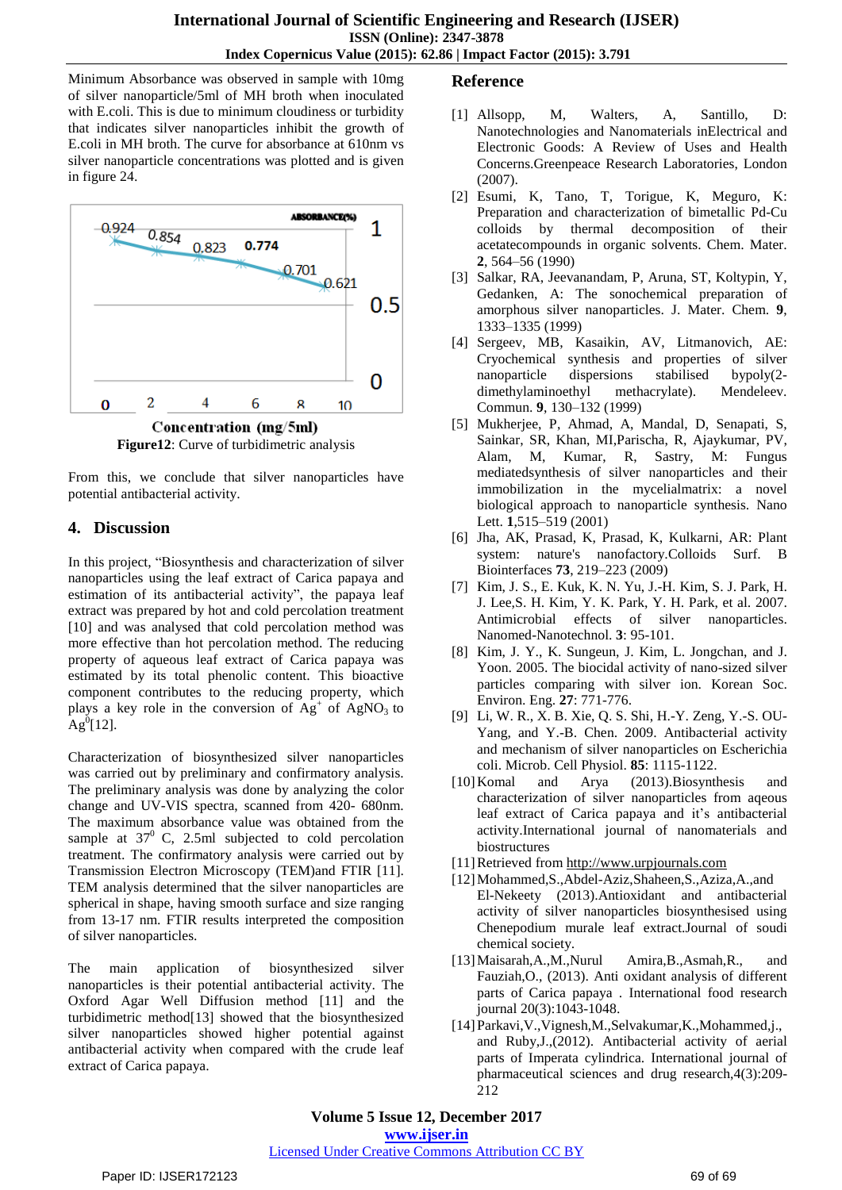Minimum Absorbance was observed in sample with 10mg of silver nanoparticle/5ml of MH broth when inoculated with E.coli. This is due to minimum cloudiness or turbidity that indicates silver nanoparticles inhibit the growth of E.coli in MH broth. The curve for absorbance at 610nm vs silver nanoparticle concentrations was plotted and is given in figure 24.

ABSORBANCE(%)

0.924
0.854
0.823
0.774
0.701
0.621

1
0.5
0

0 2 4 6 8 10

Concentration (mg/5ml)

**Figure12**: Curve of turbidimetric analysis

From this, we conclude that silver nanoparticles have potential antibacterial activity.

## 4. Discussion

In this project, "Biosynthesis and characterization of silver nanoparticles using the leaf extract of Carica papaya and estimation of its antibacterial activity", the papaya leaf extract was prepared by hot and cold percolation treatment [10] and was analysed that cold percolation method was more effective than hot percolation method. The reducing property of aqueous leaf extract of Carica papaya was estimated by its total phenolic content. This bioactive component contributes to the reducing property, which plays a key role in the conversion of $Ag^+$ of $AgNO_3$ to $Ag^0$[12].

Characterization of biosynthesized silver nanoparticles was carried out by preliminary and confirmatory analysis. The preliminary analysis was done by analyzing the color change and UV-VIS spectra, scanned from 420- 680nm. The maximum absorbance value was obtained from the sample at $37^0$ C, 2.5ml subjected to cold percolation treatment. The confirmatory analysis were carried out by Transmission Electron Microscopy (TEM)and FTIR [11]. TEM analysis determined that the silver nanoparticles are spherical in shape, having smooth surface and size ranging from 13-17 nm. FTIR results interpreted the composition of silver nanoparticles.

The main application of biosynthesized silver nanoparticles is their potential antibacterial activity. The Oxford Agar Well Diffusion method [11] and the turbidimetric method[13] showed that the biosynthesized silver nanoparticles showed higher potential against antibacterial activity when compared with the crude leaf extract of Carica papaya.

## Reference

[1] Allsopp, M, Walters, A, Santillo, D: Nanotechnologies and Nanomaterials inElectrical and Electronic Goods: A Review of Uses and Health Concerns.Greenpeace Research Laboratories, London (2007).

[2] Esumi, K, Tano, T, Torigue, K, Meguro, K: Preparation and characterization of bimetallic Pd-Cu colloids by thermal decomposition of their acetatecompounds in organic solvents. Chem. Mater. **2**, 564–56 (1990)

[3] Salkar, RA, Jeevanandam, P, Aruna, ST, Koltypin, Y, Gedanken, A: The sonochemical preparation of amorphous silver nanoparticles. J. Mater. Chem. **9**, 1333–1335 (1999)

[4] Sergeev, MB, Kasaikin, AV, Litmanovich, AE: Cryochemical synthesis and properties of silver nanoparticle dispersions stabilised bypoly(2-dimethylaminoethyl methacrylate). Mendeleev. Commun. **9**, 130–132 (1999)

[5] Mukherjee, P, Ahmad, A, Mandal, D, Senapati, S, Sainkar, SR, Khan, MI,Parischa, R, Ajaykumar, PV, Alam, M, Kumar, R, Sastry, M: Fungus mediatedsynthesis of silver nanoparticles and their immobilization in the mycelialmatrix: a novel biological approach to nanoparticle synthesis. Nano Lett. **1**,515–519 (2001)

[6] Jha, AK, Prasad, K, Prasad, K, Kulkarni, AR: Plant system: nature's nanofactory.Colloids Surf. B Biointerfaces **73**, 219–223 (2009)

[7] Kim, J. S., E. Kuk, K. N. Yu, J.-H. Kim, S. J. Park, H. J. Lee,S. H. Kim, Y. K. Park, Y. H. Park, et al. 2007. Antimicrobial effects of silver nanoparticles. Nanomed-Nanotechnol. **3**: 95-101.

[8] Kim, J. Y., K. Sungeun, J. Kim, L. Jongchan, and J. Yoon. 2005. The biocidal activity of nano-sized silver particles comparing with silver ion. Korean Soc. Environ. Eng. **27**: 771-776.

[9] Li, W. R., X. B. Xie, Q. S. Shi, H.-Y. Zeng, Y.-S. OU-Yang, and Y.-B. Chen. 2009. Antibacterial activity and mechanism of silver nanoparticles on Escherichia coli. Microb. Cell Physiol. **85**: 1115-1122.

[10] Komal and Arya (2013).Biosynthesis and characterization of silver nanoparticles from aqeous leaf extract of Carica papaya and it's antibacterial activity.International journal of nanomaterials and biostructures

[11] Retrieved from http://www.urpjournals.com

[12] Mohammed,S.,Abdel-Aziz,Shaheen,S.,Aziza,A.,and El-Nekeety (2013).Antioxidant and antibacterial activity of silver nanoparticles biosynthesised using Chenepodium murale leaf extract.Journal of soudi chemical society.

[13] Maisarah,A.,M.,Nurul Amira,B.,Asmah,R., and Fauziah,O., (2013). Anti oxidant analysis of different parts of Carica papaya . International food research journal 20(3):1043-1048.

[14] Parkavi,V.,Vignesh,M.,Selvakumar,K.,Mohammed,j., and Ruby,J.,(2012). Antibacterial activity of aerial parts of Imperata cylindrica. International journal of pharmaceutical sciences and drug research,4(3):209-212